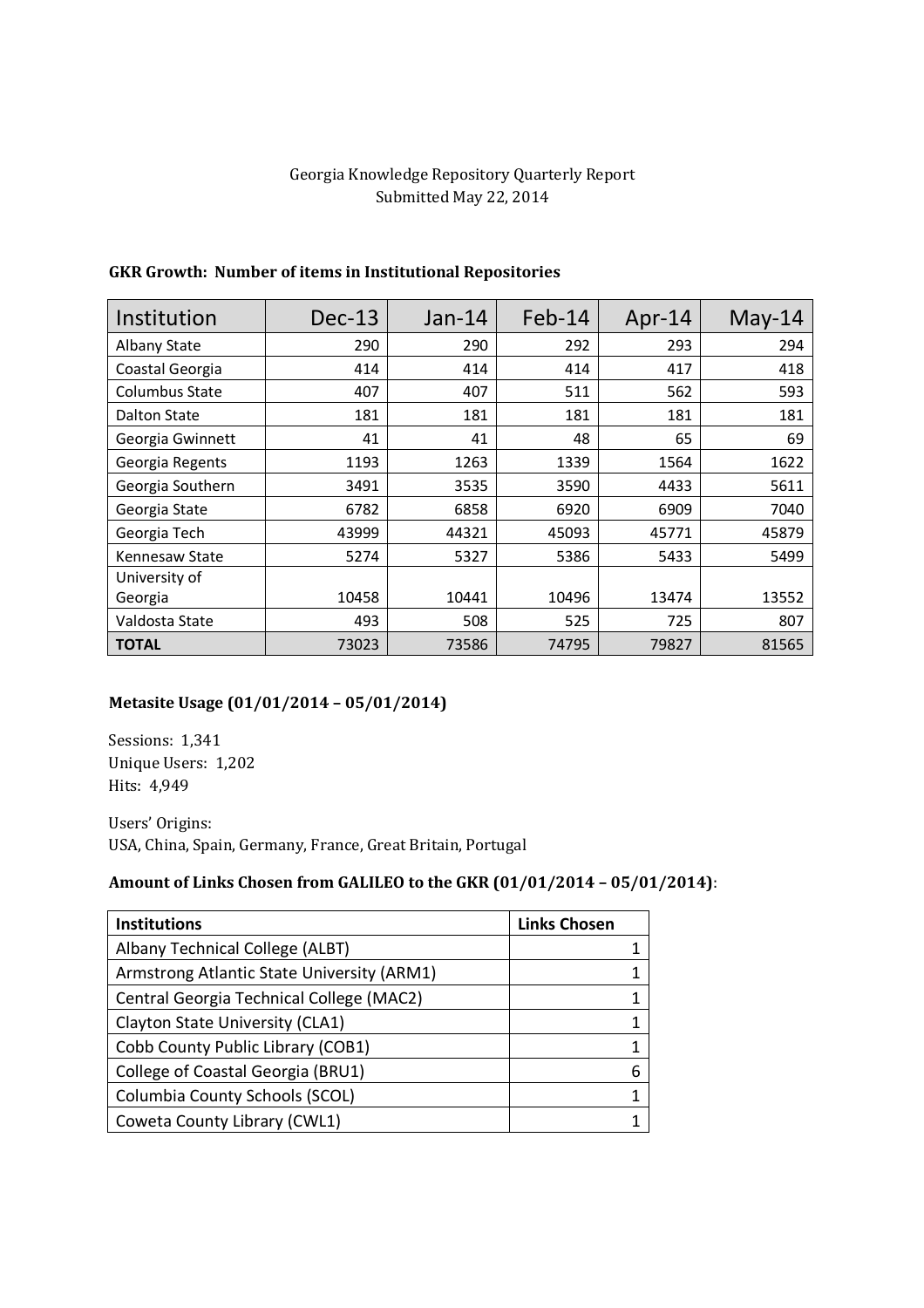Georgia Knowledge Repository Quarterly Report
Submitted May 22, 2014

**GKR Growth: Number of items in Institutional Repositories**

| Institution | Dec-13 | Jan-14 | Feb-14 | Apr-14 | May-14 |
|---|---|---|---|---|---|
| Albany State | 290 | 290 | 292 | 293 | 294 |
| Coastal Georgia | 414 | 414 | 414 | 417 | 418 |
| Columbus State | 407 | 407 | 511 | 562 | 593 |
| Dalton State | 181 | 181 | 181 | 181 | 181 |
| Georgia Gwinnett | 41 | 41 | 48 | 65 | 69 |
| Georgia Regents | 1193 | 1263 | 1339 | 1564 | 1622 |
| Georgia Southern | 3491 | 3535 | 3590 | 4433 | 5611 |
| Georgia State | 6782 | 6858 | 6920 | 6909 | 7040 |
| Georgia Tech | 43999 | 44321 | 45093 | 45771 | 45879 |
| Kennesaw State | 5274 | 5327 | 5386 | 5433 | 5499 |
| University of Georgia | 10458 | 10441 | 10496 | 13474 | 13552 |
| Valdosta State | 493 | 508 | 525 | 725 | 807 |
| **TOTAL** | 73023 | 73586 | 74795 | 79827 | 81565 |

**Metasite Usage (01/01/2014 – 05/01/2014)**

Sessions: 1,341
Unique Users: 1,202
Hits: 4,949

Users' Origins:
USA, China, Spain, Germany, France, Great Britain, Portugal

**Amount of Links Chosen from GALILEO to the GKR (01/01/2014 – 05/01/2014)**:

| Institutions | Links Chosen |
|---|---|
| Albany Technical College (ALBT) | 1 |
| Armstrong Atlantic State University (ARM1) | 1 |
| Central Georgia Technical College (MAC2) | 1 |
| Clayton State University (CLA1) | 1 |
| Cobb County Public Library (COB1) | 1 |
| College of Coastal Georgia (BRU1) | 6 |
| Columbia County Schools (SCOL) | 1 |
| Coweta County Library (CWL1) | 1 |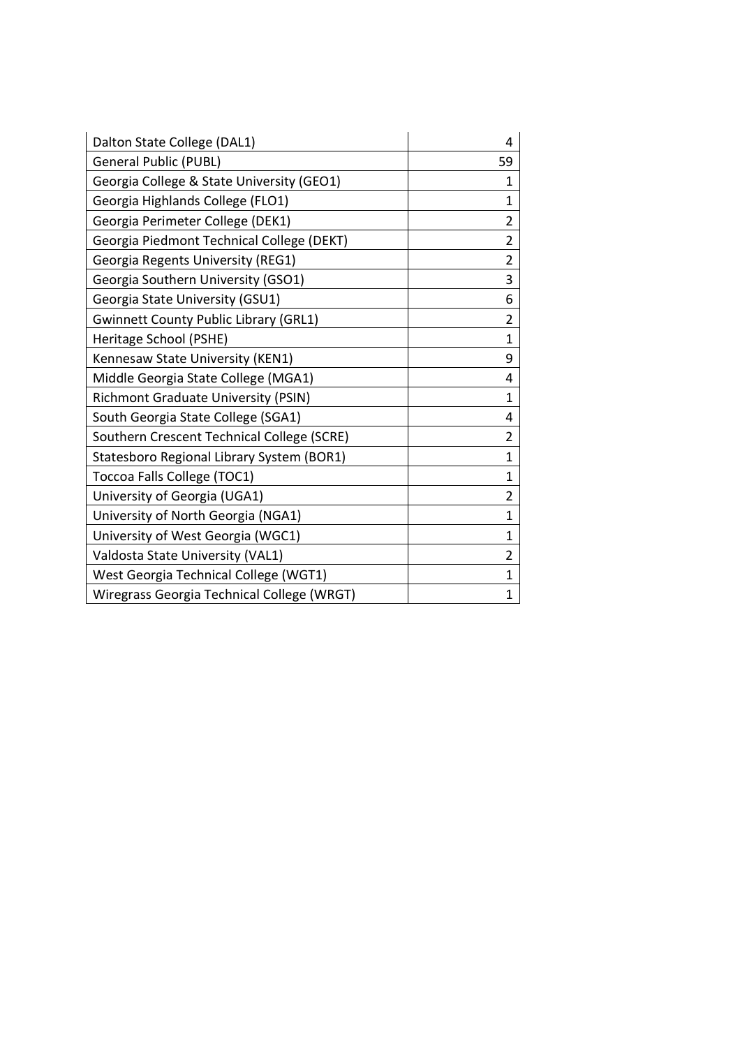| | |
|---|---|
| Dalton State College (DAL1) | 4 |
| General Public (PUBL) | 59 |
| Georgia College & State University (GEO1) | 1 |
| Georgia Highlands College (FLO1) | 1 |
| Georgia Perimeter College (DEK1) | 2 |
| Georgia Piedmont Technical College (DEKT) | 2 |
| Georgia Regents University (REG1) | 2 |
| Georgia Southern University (GSO1) | 3 |
| Georgia State University (GSU1) | 6 |
| Gwinnett County Public Library (GRL1) | 2 |
| Heritage School (PSHE) | 1 |
| Kennesaw State University (KEN1) | 9 |
| Middle Georgia State College (MGA1) | 4 |
| Richmont Graduate University (PSIN) | 1 |
| South Georgia State College (SGA1) | 4 |
| Southern Crescent Technical College (SCRE) | 2 |
| Statesboro Regional Library System (BOR1) | 1 |
| Toccoa Falls College (TOC1) | 1 |
| University of Georgia (UGA1) | 2 |
| University of North Georgia (NGA1) | 1 |
| University of West Georgia (WGC1) | 1 |
| Valdosta State University (VAL1) | 2 |
| West Georgia Technical College (WGT1) | 1 |
| Wiregrass Georgia Technical College (WRGT) | 1 |